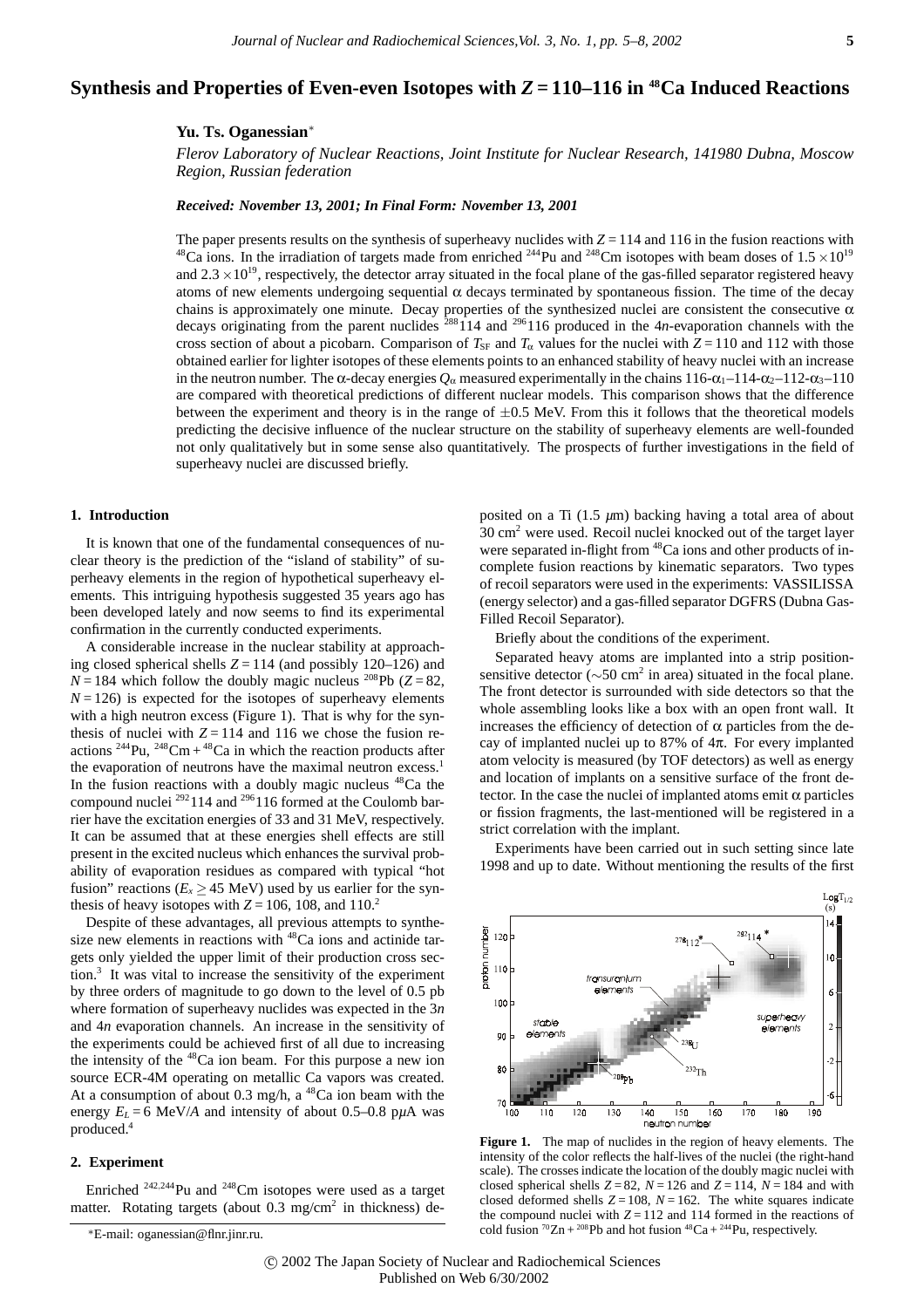# Synthesis and Properties of Even-even Isotopes with $Z = 110$–$116$ in $^{48}$Ca Induced Reactions

**Yu. Ts. Oganessian***

*Flerov Laboratory of Nuclear Reactions, Joint Institute for Nuclear Research, 141980 Dubna, Moscow Region, Russian federation*

***Received: November 13, 2001; In Final Form: November 13, 2001***

The paper presents results on the synthesis of superheavy nuclides with $Z = 114$ and 116 in the fusion reactions with $^{48}$Ca ions. In the irradiation of targets made from enriched $^{244}$Pu and $^{248}$Cm isotopes with beam doses of $1.5 \times 10^{19}$ and $2.3 \times 10^{19}$, respectively, the detector array situated in the focal plane of the gas-filled separator registered heavy atoms of new elements undergoing sequential α decays terminated by spontaneous fission. The time of the decay chains is approximately one minute. Decay properties of the synthesized nuclei are consistent the consecutive α decays originating from the parent nuclides $^{288}$114 and $^{296}$116 produced in the 4*n*-evaporation channels with the cross section of about a picobarn. Comparison of $T_{SF}$ and $T_\alpha$ values for the nuclei with $Z = 110$ and 112 with those obtained earlier for lighter isotopes of these elements points to an enhanced stability of heavy nuclei with an increase in the neutron number. The α-decay energies $Q_\alpha$ measured experimentally in the chains 116-$\alpha_1$–114-$\alpha_2$–112-$\alpha_3$–110 are compared with theoretical predictions of different nuclear models. This comparison shows that the difference between the experiment and theory is in the range of ±0.5 MeV. From this it follows that the theoretical models predicting the decisive influence of the nuclear structure on the stability of superheavy elements are well-founded not only qualitatively but in some sense also quantitatively. The prospects of further investigations in the field of superheavy nuclei are discussed briefly.

## 1. Introduction

It is known that one of the fundamental consequences of nuclear theory is the prediction of the "island of stability" of superheavy elements in the region of hypothetical superheavy elements. This intriguing hypothesis suggested 35 years ago has been developed lately and now seems to find its experimental confirmation in the currently conducted experiments.

A considerable increase in the nuclear stability at approaching closed spherical shells $Z = 114$ (and possibly 120–126) and $N = 184$ which follow the doubly magic nucleus $^{208}$Pb ($Z = 82$, $N = 126$) is expected for the isotopes of superheavy elements with a high neutron excess (Figure 1). That is why for the synthesis of nuclei with $Z = 114$ and 116 we chose the fusion reactions $^{244}$Pu, $^{248}$Cm + $^{48}$Ca in which the reaction products after the evaporation of neutrons have the maximal neutron excess.[1] In the fusion reactions with a doubly magic nucleus $^{48}$Ca the compound nuclei $^{292}$114 and $^{296}$116 formed at the Coulomb barrier have the excitation energies of 33 and 31 MeV, respectively. It can be assumed that at these energies shell effects are still present in the excited nucleus which enhances the survival probability of evaporation residues as compared with typical "hot fusion" reactions ($E_x \geq 45$ MeV) used by us earlier for the synthesis of heavy isotopes with $Z = 106$, 108, and 110.[2]

Despite of these advantages, all previous attempts to synthesize new elements in reactions with $^{48}$Ca ions and actinide targets only yielded the upper limit of their production cross section.[3] It was vital to increase the sensitivity of the experiment by three orders of magnitude to go down to the level of 0.5 pb where formation of superheavy nuclides was expected in the 3*n* and 4*n* evaporation channels. An increase in the sensitivity of the experiments could be achieved first of all due to increasing the intensity of the $^{48}$Ca ion beam. For this purpose a new ion source ECR-4M operating on metallic Ca vapors was created. At a consumption of about 0.3 mg/h, a $^{48}$Ca ion beam with the energy $E_L = 6$ MeV/*A* and intensity of about 0.5–0.8 pμA was produced.[4]

## 2. Experiment

Enriched $^{242,244}$Pu and $^{248}$Cm isotopes were used as a target matter. Rotating targets (about 0.3 mg/cm$^2$ in thickness) deposited on a Ti (1.5 μm) backing having a total area of about 30 cm$^2$ were used. Recoil nuclei knocked out of the target layer were separated in-flight from $^{48}$Ca ions and other products of incomplete fusion reactions by kinematic separators. Two types of recoil separators were used in the experiments: VASSILISSA (energy selector) and a gas-filled separator DGFRS (Dubna Gas-Filled Recoil Separator).

Briefly about the conditions of the experiment.

Separated heavy atoms are implanted into a strip position-sensitive detector (~50 cm$^2$ in area) situated in the focal plane. The front detector is surrounded with side detectors so that the whole assembling looks like a box with an open front wall. It increases the efficiency of detection of α particles from the decay of implanted nuclei up to 87% of 4π. For every implanted atom velocity is measured (by TOF detectors) as well as energy and location of implants on a sensitive surface of the front detector. In the case the nuclei of implanted atoms emit α particles or fission fragments, the last-mentioned will be registered in a strict correlation with the implant.

Experiments have been carried out in such setting since late 1998 and up to date. Without mentioning the results of the first

**Figure 1.** The map of nuclides in the region of heavy elements. The intensity of the color reflects the half-lives of the nuclei (the right-hand scale). The crosses indicate the location of the doubly magic nuclei with closed spherical shells $Z = 82$, $N = 126$ and $Z = 114$, $N = 184$ and with closed deformed shells $Z = 108$, $N = 162$. The white squares indicate the compound nuclei with $Z = 112$ and 114 formed in the reactions of cold fusion $^{70}$Zn + $^{208}$Pb and hot fusion $^{48}$Ca + $^{244}$Pu, respectively.

*E-mail: oganessian@flnr.jinr.ru.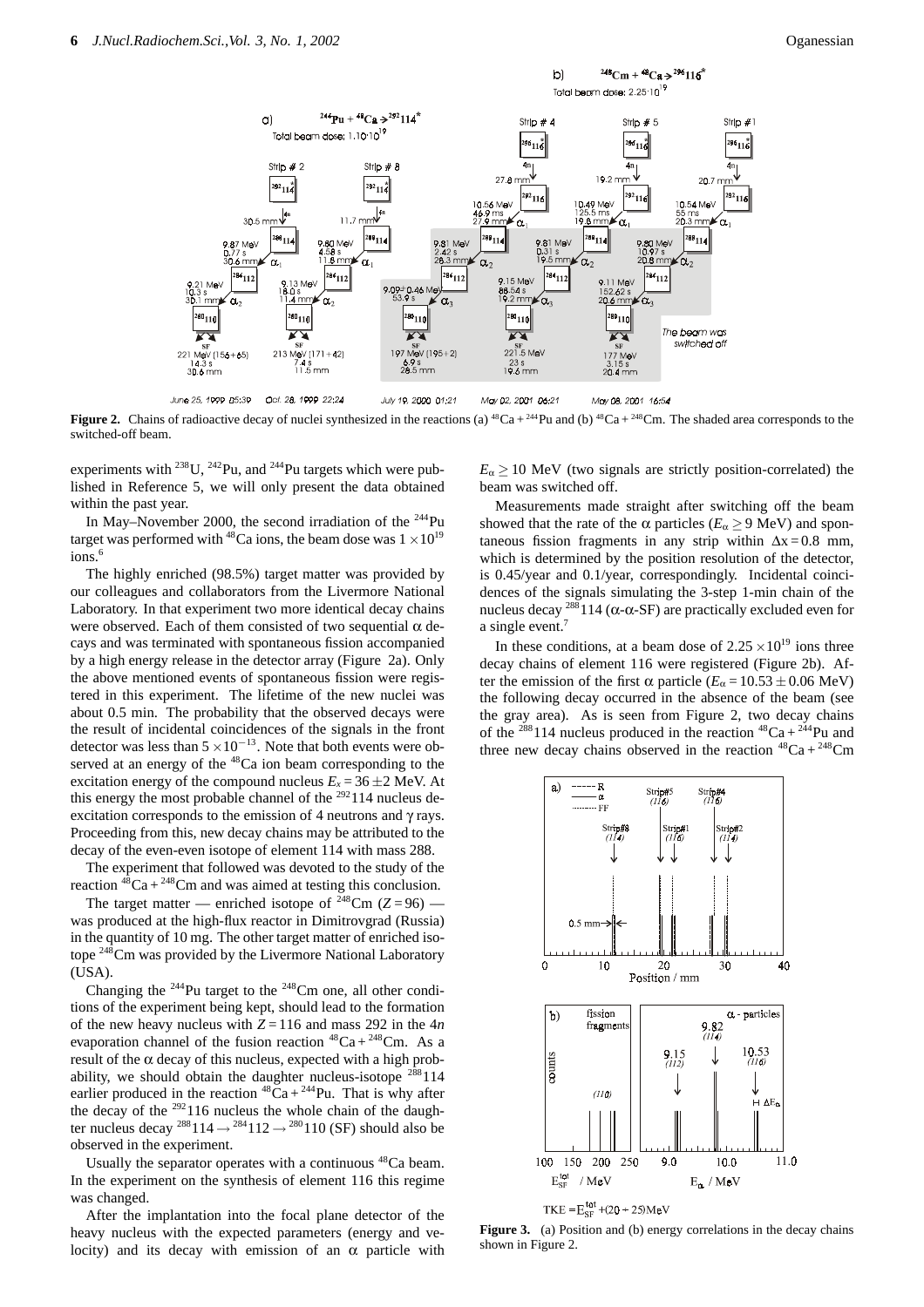**Figure 2.** Chains of radioactive decay of nuclei synthesized in the reactions (a) $^{48}Ca + ^{244}Pu$ and (b) $^{48}Ca + ^{248}Cm$. The shaded area corresponds to the switched-off beam.

experiments with $^{238}U$, $^{242}Pu$, and $^{244}Pu$ targets which were published in Reference 5, we will only present the data obtained within the past year.

In May–November 2000, the second irradiation of the $^{244}Pu$ target was performed with $^{48}Ca$ ions, the beam dose was $1 \times 10^{19}$ ions.[6]

The highly enriched (98.5%) target matter was provided by our colleagues and collaborators from the Livermore National Laboratory. In that experiment two more identical decay chains were observed. Each of them consisted of two sequential $\alpha$ decays and was terminated with spontaneous fission accompanied by a high energy release in the detector array (Figure 2a). Only the above mentioned events of spontaneous fission were registered in this experiment. The lifetime of the new nuclei was about 0.5 min. The probability that the observed decays were the result of incidental coincidences of the signals in the front detector was less than $5 \times 10^{-13}$. Note that both events were observed at an energy of the $^{48}Ca$ ion beam corresponding to the excitation energy of the compound nucleus $E_x = 36 \pm 2$ MeV. At this energy the most probable channel of the $^{292}114$ nucleus deexcitation corresponds to the emission of 4 neutrons and $\gamma$ rays. Proceeding from this, new decay chains may be attributed to the decay of the even-even isotope of element 114 with mass 288.

The experiment that followed was devoted to the study of the reaction $^{48}Ca + ^{248}Cm$ and was aimed at testing this conclusion.

The target matter — enriched isotope of $^{248}Cm$ ($Z = 96$) — was produced at the high-flux reactor in Dimitrovgrad (Russia) in the quantity of 10 mg. The other target matter of enriched isotope $^{248}Cm$ was provided by the Livermore National Laboratory (USA).

Changing the $^{244}Pu$ target to the $^{248}Cm$ one, all other conditions of the experiment being kept, should lead to the formation of the new heavy nucleus with $Z = 116$ and mass 292 in the 4$n$ evaporation channel of the fusion reaction $^{48}Ca + ^{248}Cm$. As a result of the $\alpha$ decay of this nucleus, expected with a high probability, we should obtain the daughter nucleus-isotope $^{288}114$ earlier produced in the reaction $^{48}Ca + ^{244}Pu$. That is why after the decay of the $^{292}116$ nucleus the whole chain of the daughter nucleus decay $^{288}114 \rightarrow ^{284}112 \rightarrow ^{280}110$ (SF) should also be observed in the experiment.

Usually the separator operates with a continuous $^{48}Ca$ beam. In the experiment on the synthesis of element 116 this regime was changed.

After the implantation into the focal plane detector of the heavy nucleus with the expected parameters (energy and velocity) and its decay with emission of an $\alpha$ particle with $E_\alpha \geq 10$ MeV (two signals are strictly position-correlated) the beam was switched off.

Measurements made straight after switching off the beam showed that the rate of the $\alpha$ particles ($E_\alpha \geq 9$ MeV) and spontaneous fission fragments in any strip within $\Delta x = 0.8$ mm, which is determined by the position resolution of the detector, is 0.45/year and 0.1/year, correspondingly. Incidental coincidences of the signals simulating the 3-step 1-min chain of the nucleus decay $^{288}114$ ($\alpha$-$\alpha$-SF) are practically excluded even for a single event.[7]

In these conditions, at a beam dose of $2.25 \times 10^{19}$ ions three decay chains of element 116 were registered (Figure 2b). After the emission of the first $\alpha$ particle ($E_\alpha = 10.53 \pm 0.06$ MeV) the following decay occurred in the absence of the beam (see the gray area). As is seen from Figure 2, two decay chains of the $^{288}114$ nucleus produced in the reaction $^{48}Ca + ^{244}Pu$ and three new decay chains observed in the reaction $^{48}Ca + ^{248}Cm$

**Figure 3.** (a) Position and (b) energy correlations in the decay chains shown in Figure 2.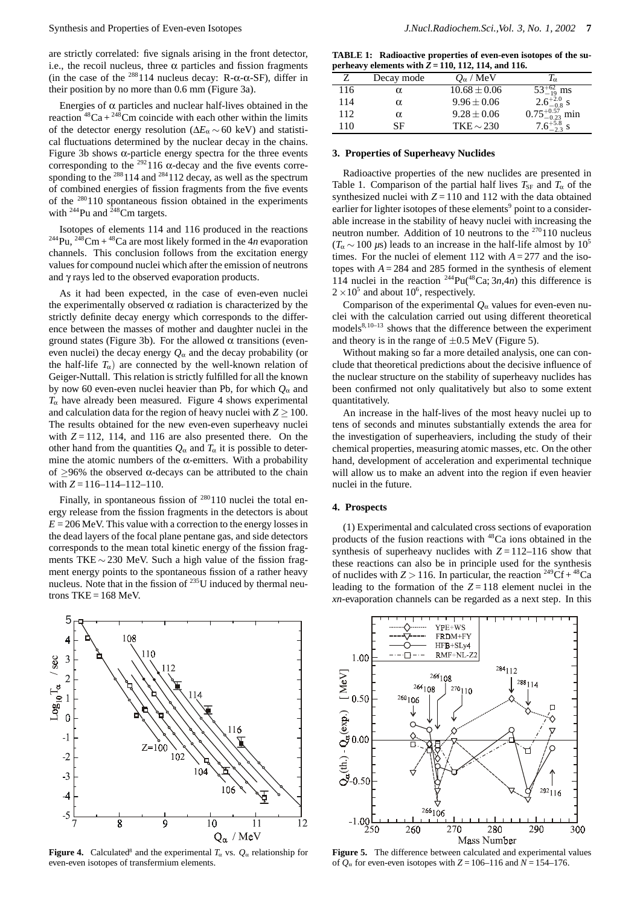are strictly correlated: five signals arising in the front detector, i.e., the recoil nucleus, three α particles and fission fragments (in the case of the $^{288}$114 nucleus decay: R-α-α-SF), differ in their position by no more than 0.6 mm (Figure 3a).

Energies of α particles and nuclear half-lives obtained in the reaction $^{48}$Ca + $^{248}$Cm coincide with each other within the limits of the detector energy resolution ($\Delta E_\alpha \sim 60$ keV) and statistical fluctuations determined by the nuclear decay in the chains. Figure 3b shows α-particle energy spectra for the three events corresponding to the $^{292}$116 α-decay and the five events corresponding to the $^{288}$114 and $^{284}$112 decay, as well as the spectrum of combined energies of fission fragments from the five events of the $^{280}$110 spontaneous fission obtained in the experiments with $^{244}$Pu and $^{248}$Cm targets.

Isotopes of elements 114 and 116 produced in the reactions $^{244}$Pu, $^{248}$Cm + $^{48}$Ca are most likely formed in the 4*n* evaporation channels. This conclusion follows from the excitation energy values for compound nuclei which after the emission of neutrons and γ rays led to the observed evaporation products.

As it had been expected, in the case of even-even nuclei the experimentally observed α radiation is characterized by the strictly definite decay energy which corresponds to the difference between the masses of mother and daughter nuclei in the ground states (Figure 3b). For the allowed α transitions (even-even nuclei) the decay energy $Q_\alpha$ and the decay probability (or the half-life $T_\alpha$) are connected by the well-known relation of Geiger-Nuttall. This relation is strictly fulfilled for all the known by now 60 even-even nuclei heavier than Pb, for which $Q_\alpha$ and $T_\alpha$ have already been measured. Figure 4 shows experimental and calculation data for the region of heavy nuclei with $Z \geq 100$. The results obtained for the new even-even superheavy nuclei with $Z = 112$, 114, and 116 are also presented there. On the other hand from the quantities $Q_\alpha$ and $T_\alpha$ it is possible to determine the atomic numbers of the α-emitters. With a probability of ≥96% the observed α-decays can be attributed to the chain with $Z = 116$–114–112–110.

Finally, in spontaneous fission of $^{280}$110 nuclei the total energy release from the fission fragments in the detectors is about $E = 206$ MeV. This value with a correction to the energy losses in the dead layers of the focal plane pentane gas, and side detectors corresponds to the mean total kinetic energy of the fission fragments TKE ~ 230 MeV. Such a high value of the fission fragment energy points to the spontaneous fission of a rather heavy nucleus. Note that in the fission of $^{235}$U induced by thermal neutrons TKE = 168 MeV.

**Figure 4.** Calculated[8] and the experimental $T_\alpha$ vs. $Q_\alpha$ relationship for even-even isotopes of transfermium elements.

**TABLE 1: Radioactive properties of even-even isotopes of the superheavy elements with $Z$ = 110, 112, 114, and 116.**

| Z | Decay mode | $Q_\alpha$ / MeV | $T_\alpha$ |
|---|---|---|---|
| 116 | α | $10.68 \pm 0.06$ | $53^{+62}_{-19}$ ms |
| 114 | α | $9.96 \pm 0.06$ | $2.6^{+2.0}_{-0.8}$ s |
| 112 | α | $9.28 \pm 0.06$ | $0.75^{+0.57}_{-0.23}$ min |
| 110 | SF | TKE ~ 230 | $7.6^{+5.8}_{-2.3}$ s |

## 3. Properties of Superheavy Nuclides

Radioactive properties of the new nuclides are presented in Table 1. Comparison of the partial half lives $T_{SF}$ and $T_\alpha$ of the synthesized nuclei with $Z = 110$ and 112 with the data obtained earlier for lighter isotopes of these elements[9] point to a considerable increase in the stability of heavy nuclei with increasing the neutron number. Addition of 10 neutrons to the $^{270}$110 nucleus ($T_\alpha \sim 100$ μs) leads to an increase in the half-life almost by $10^5$ times. For the nuclei of element 112 with $A = 277$ and the isotopes with $A = 284$ and 285 formed in the synthesis of element 114 nuclei in the reaction $^{244}$Pu($^{48}$Ca; 3*n*,4*n*) this difference is $2 \times 10^5$ and about $10^6$, respectively.

Comparison of the experimental $Q_\alpha$ values for even-even nuclei with the calculation carried out using different theoretical models[8,10–13] shows that the difference between the experiment and theory is in the range of ±0.5 MeV (Figure 5).

Without making so far a more detailed analysis, one can conclude that theoretical predictions about the decisive influence of the nuclear structure on the stability of superheavy nuclides has been confirmed not only qualitatively but also to some extent quantitatively.

An increase in the half-lives of the most heavy nuclei up to tens of seconds and minutes substantially extends the area for the investigation of superheaviers, including the study of their chemical properties, measuring atomic masses, etc. On the other hand, development of acceleration and experimental technique will allow us to make an advent into the region if even heavier nuclei in the future.

## 4. Prospects

(1) Experimental and calculated cross sections of evaporation products of the fusion reactions with $^{48}$Ca ions obtained in the synthesis of superheavy nuclides with $Z = 112$–116 show that these reactions can also be in principle used for the synthesis of nuclides with $Z > 116$. In particular, the reaction $^{249}$Cf + $^{48}$Ca leading to the formation of the $Z = 118$ element nuclei in the *xn*-evaporation channels can be regarded as a next step. In this

**Figure 5.** The difference between calculated and experimental values of $Q_\alpha$ for even-even isotopes with $Z = 106$–116 and $N = 154$–176.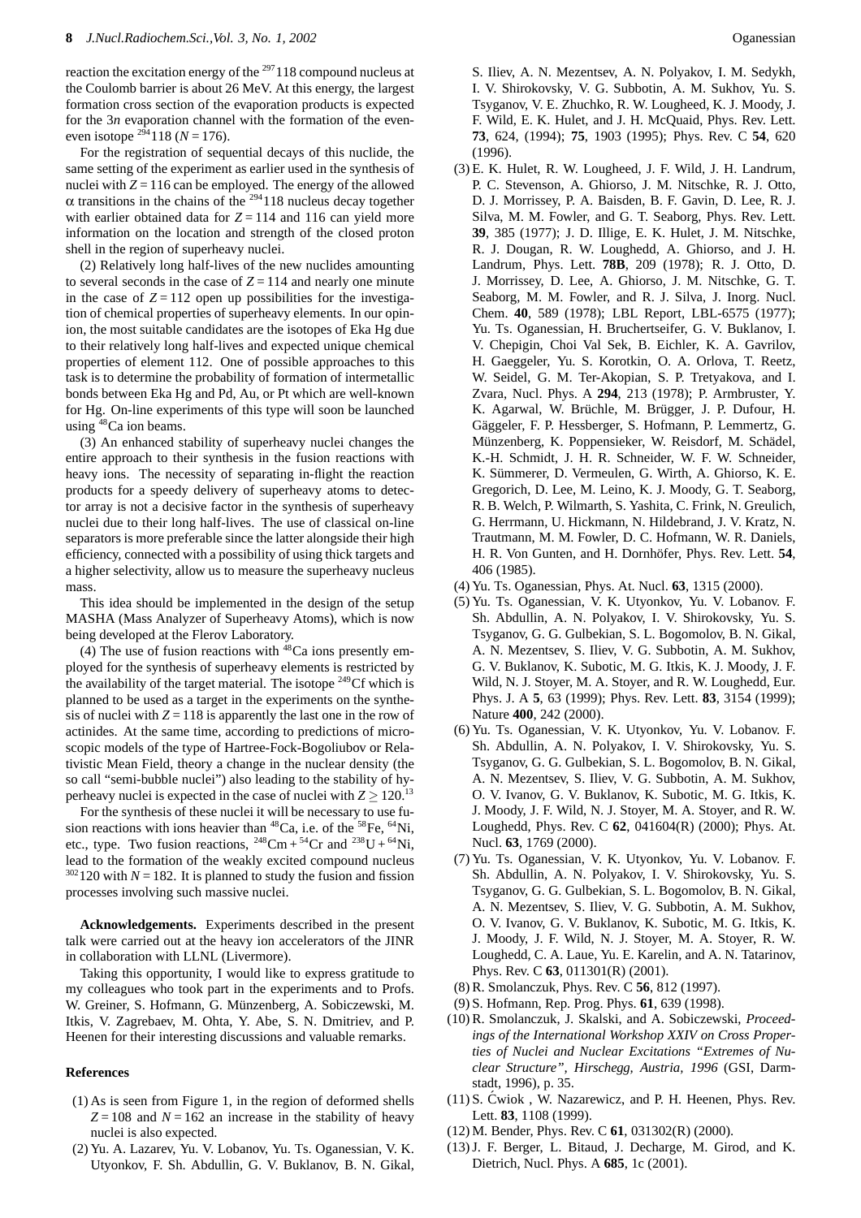reaction the excitation energy of the $^{297}118$ compound nucleus at the Coulomb barrier is about 26 MeV. At this energy, the largest formation cross section of the evaporation products is expected for the 3*n* evaporation channel with the formation of the even-even isotope $^{294}118$ ($N = 176$).

For the registration of sequential decays of this nuclide, the same setting of the experiment as earlier used in the synthesis of nuclei with $Z = 116$ can be employed. The energy of the allowed $\alpha$ transitions in the chains of the $^{294}118$ nucleus decay together with earlier obtained data for $Z = 114$ and 116 can yield more information on the location and strength of the closed proton shell in the region of superheavy nuclei.

(2) Relatively long half-lives of the new nuclides amounting to several seconds in the case of $Z = 114$ and nearly one minute in the case of $Z = 112$ open up possibilities for the investigation of chemical properties of superheavy elements. In our opinion, the most suitable candidates are the isotopes of Eka Hg due to their relatively long half-lives and expected unique chemical properties of element 112. One of possible approaches to this task is to determine the probability of formation of intermetallic bonds between Eka Hg and Pd, Au, or Pt which are well-known for Hg. On-line experiments of this type will soon be launched using $^{48}Ca$ ion beams.

(3) An enhanced stability of superheavy nuclei changes the entire approach to their synthesis in the fusion reactions with heavy ions. The necessity of separating in-flight the reaction products for a speedy delivery of superheavy atoms to detector array is not a decisive factor in the synthesis of superheavy nuclei due to their long half-lives. The use of classical on-line separators is more preferable since the latter alongside their high efficiency, connected with a possibility of using thick targets and a higher selectivity, allow us to measure the superheavy nucleus mass.

This idea should be implemented in the design of the setup MASHA (Mass Analyzer of Superheavy Atoms), which is now being developed at the Flerov Laboratory.

(4) The use of fusion reactions with $^{48}Ca$ ions presently employed for the synthesis of superheavy elements is restricted by the availability of the target material. The isotope $^{249}Cf$ which is planned to be used as a target in the experiments on the synthesis of nuclei with $Z = 118$ is apparently the last one in the row of actinides. At the same time, according to predictions of microscopic models of the type of Hartree-Fock-Bogoliubov or Relativistic Mean Field, theory a change in the nuclear density (the so call "semi-bubble nuclei") also leading to the stability of hyperheavy nuclei is expected in the case of nuclei with $Z \geq 120$.[13]

For the synthesis of these nuclei it will be necessary to use fusion reactions with ions heavier than $^{48}Ca$, i.e. of the $^{58}Fe$, $^{64}Ni$, etc., type. Two fusion reactions, $^{248}Cm + {}^{54}Cr$ and $^{238}U + {}^{64}Ni$, lead to the formation of the weakly excited compound nucleus $^{302}120$ with $N = 182$. It is planned to study the fusion and fission processes involving such massive nuclei.

**Acknowledgements.** Experiments described in the present talk were carried out at the heavy ion accelerators of the JINR in collaboration with LLNL (Livermore).

Taking this opportunity, I would like to express gratitude to my colleagues who took part in the experiments and to Profs. W. Greiner, S. Hofmann, G. Münzenberg, A. Sobiczewski, M. Itkis, V. Zagrebaev, M. Ohta, Y. Abe, S. N. Dmitriev, and P. Heenen for their interesting discussions and valuable remarks.

## References

(1) As is seen from Figure 1, in the region of deformed shells $Z = 108$ and $N = 162$ an increase in the stability of heavy nuclei is also expected.

(2) Yu. A. Lazarev, Yu. V. Lobanov, Yu. Ts. Oganessian, V. K. Utyonkov, F. Sh. Abdullin, G. V. Buklanov, B. N. Gikal, S. Iliev, A. N. Mezentsev, A. N. Polyakov, I. M. Sedykh, I. V. Shirokovsky, V. G. Subbotin, A. M. Sukhov, Yu. S. Tsyganov, V. E. Zhuchko, R. W. Lougheed, K. J. Moody, J. F. Wild, E. K. Hulet, and J. H. McQuaid, Phys. Rev. Lett. **73**, 624, (1994); **75**, 1903 (1995); Phys. Rev. C **54**, 620 (1996).

(3) E. K. Hulet, R. W. Lougheed, J. F. Wild, J. H. Landrum, P. C. Stevenson, A. Ghiorso, J. M. Nitschke, R. J. Otto, D. J. Morrissey, P. A. Baisden, B. F. Gavin, D. Lee, R. J. Silva, M. M. Fowler, and G. T. Seaborg, Phys. Rev. Lett. **39**, 385 (1977); J. D. Illige, E. K. Hulet, J. M. Nitschke, R. J. Dougan, R. W. Loughedd, A. Ghiorso, and J. H. Landrum, Phys. Lett. **78B**, 209 (1978); R. J. Otto, D. J. Morrissey, D. Lee, A. Ghiorso, J. M. Nitschke, G. T. Seaborg, M. M. Fowler, and R. J. Silva, J. Inorg. Nucl. Chem. **40**, 589 (1978); LBL Report, LBL-6575 (1977); Yu. Ts. Oganessian, H. Bruchertseifer, G. V. Buklanov, I. V. Chepigin, Choi Val Sek, B. Eichler, K. A. Gavrilov, H. Gaeggeler, Yu. S. Korotkin, O. A. Orlova, T. Reetz, W. Seidel, G. M. Ter-Akopian, S. P. Tretyakova, and I. Zvara, Nucl. Phys. A **294**, 213 (1978); P. Armbruster, Y. K. Agarwal, W. Brüchle, M. Brügger, J. P. Dufour, H. Gäggeler, F. P. Hessberger, S. Hofmann, P. Lemmertz, G. Münzenberg, K. Poppensieker, W. Reisdorf, M. Schädel, K.-H. Schmidt, J. H. R. Schneider, W. F. W. Schneider, K. Sümmerer, D. Vermeulen, G. Wirth, A. Ghiorso, K. E. Gregorich, D. Lee, M. Leino, K. J. Moody, G. T. Seaborg, R. B. Welch, P. Wilmarth, S. Yashita, C. Frink, N. Greulich, G. Herrmann, U. Hickmann, N. Hildebrand, J. V. Kratz, N. Trautmann, M. M. Fowler, D. C. Hofmann, W. R. Daniels, H. R. Von Gunten, and H. Dornhöfer, Phys. Rev. Lett. **54**, 406 (1985).

(4) Yu. Ts. Oganessian, Phys. At. Nucl. **63**, 1315 (2000).

(5) Yu. Ts. Oganessian, V. K. Utyonkov, Yu. V. Lobanov. F. Sh. Abdullin, A. N. Polyakov, I. V. Shirokovsky, Yu. S. Tsyganov, G. G. Gulbekian, S. L. Bogomolov, B. N. Gikal, A. N. Mezentsev, S. Iliev, V. G. Subbotin, A. M. Sukhov, G. V. Buklanov, K. Subotic, M. G. Itkis, K. J. Moody, J. F. Wild, N. J. Stoyer, M. A. Stoyer, and R. W. Loughedd, Eur. Phys. J. A **5**, 63 (1999); Phys. Rev. Lett. **83**, 3154 (1999); Nature **400**, 242 (2000).

(6) Yu. Ts. Oganessian, V. K. Utyonkov, Yu. V. Lobanov. F. Sh. Abdullin, A. N. Polyakov, I. V. Shirokovsky, Yu. S. Tsyganov, G. G. Gulbekian, S. L. Bogomolov, B. N. Gikal, A. N. Mezentsev, S. Iliev, V. G. Subbotin, A. M. Sukhov, O. V. Ivanov, G. V. Buklanov, K. Subotic, M. G. Itkis, K. J. Moody, J. F. Wild, N. J. Stoyer, M. A. Stoyer, and R. W. Loughedd, Phys. Rev. C **62**, 041604(R) (2000); Phys. At. Nucl. **63**, 1769 (2000).

(7) Yu. Ts. Oganessian, V. K. Utyonkov, Yu. V. Lobanov. F. Sh. Abdullin, A. N. Polyakov, I. V. Shirokovsky, Yu. S. Tsyganov, G. G. Gulbekian, S. L. Bogomolov, B. N. Gikal, A. N. Mezentsev, S. Iliev, V. G. Subbotin, A. M. Sukhov, O. V. Ivanov, G. V. Buklanov, K. Subotic, M. G. Itkis, K. J. Moody, J. F. Wild, N. J. Stoyer, M. A. Stoyer, R. W. Loughedd, C. A. Laue, Yu. E. Karelin, and A. N. Tatarinov, Phys. Rev. C **63**, 011301(R) (2001).

(8) R. Smolanczuk, Phys. Rev. C **56**, 812 (1997).

(9) S. Hofmann, Rep. Prog. Phys. **61**, 639 (1998).

(10) R. Smolanczuk, J. Skalski, and A. Sobiczewski, *Proceedings of the International Workshop XXIV on Cross Properties of Nuclei and Nuclear Excitations "Extremes of Nuclear Structure", Hirschegg, Austria, 1996* (GSI, Darmstadt, 1996), p. 35.

(11) S. Ćwiok , W. Nazarewicz, and P. H. Heenen, Phys. Rev. Lett. **83**, 1108 (1999).

(12) M. Bender, Phys. Rev. C **61**, 031302(R) (2000).

(13) J. F. Berger, L. Bitaud, J. Decharge, M. Girod, and K. Dietrich, Nucl. Phys. A **685**, 1c (2001).